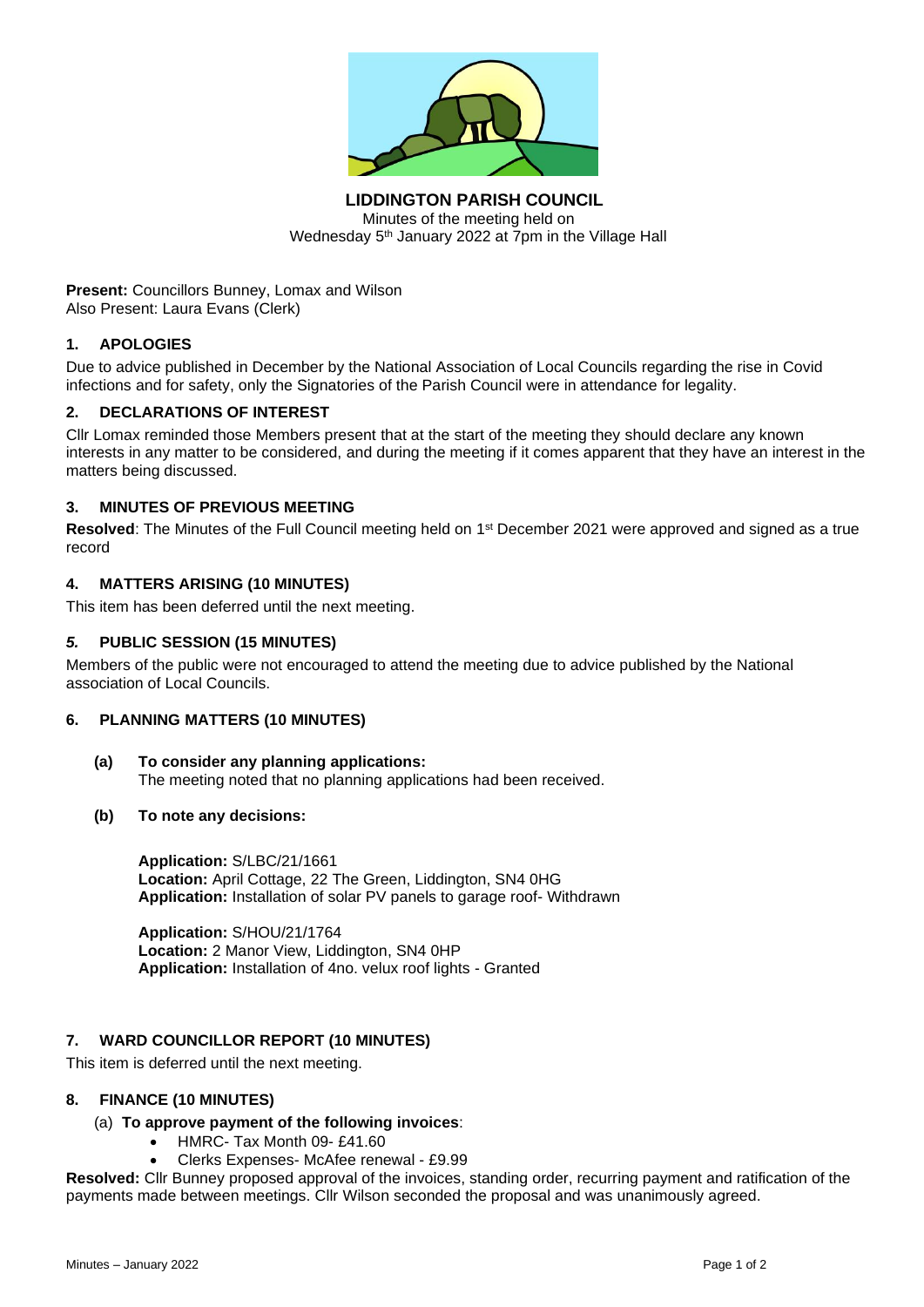# LIDDINGTON PARISH COUNCIL

Minutes of the meeting held on
Wednesday 5th January 2022 at 7pm in the Village Hall

**Present:** Councillors Bunney, Lomax and Wilson
Also Present: Laura Evans (Clerk)

## 1. APOLOGIES

Due to advice published in December by the National Association of Local Councils regarding the rise in Covid infections and for safety, only the Signatories of the Parish Council were in attendance for legality.

## 2. DECLARATIONS OF INTEREST

Cllr Lomax reminded those Members present that at the start of the meeting they should declare any known interests in any matter to be considered, and during the meeting if it comes apparent that they have an interest in the matters being discussed.

## 3. MINUTES OF PREVIOUS MEETING

**Resolved**: The Minutes of the Full Council meeting held on 1st December 2021 were approved and signed as a true record

## 4. MATTERS ARISING (10 MINUTES)

This item has been deferred until the next meeting.

## *5.* PUBLIC SESSION (15 MINUTES)

Members of the public were not encouraged to attend the meeting due to advice published by the National association of Local Councils.

## 6. PLANNING MATTERS (10 MINUTES)

**(a) To consider any planning applications:**
The meeting noted that no planning applications had been received.

**(b) To note any decisions:**

**Application:** S/LBC/21/1661
**Location:** April Cottage, 22 The Green, Liddington, SN4 0HG
**Application:** Installation of solar PV panels to garage roof- Withdrawn

**Application:** S/HOU/21/1764
**Location:** 2 Manor View, Liddington, SN4 0HP
**Application:** Installation of 4no. velux roof lights - Granted

## 7. WARD COUNCILLOR REPORT (10 MINUTES)

This item is deferred until the next meeting.

## 8. FINANCE (10 MINUTES)

(a) **To approve payment of the following invoices**:

- HMRC- Tax Month 09- £41.60
- Clerks Expenses- McAfee renewal - £9.99

**Resolved:** Cllr Bunney proposed approval of the invoices, standing order, recurring payment and ratification of the payments made between meetings. Cllr Wilson seconded the proposal and was unanimously agreed.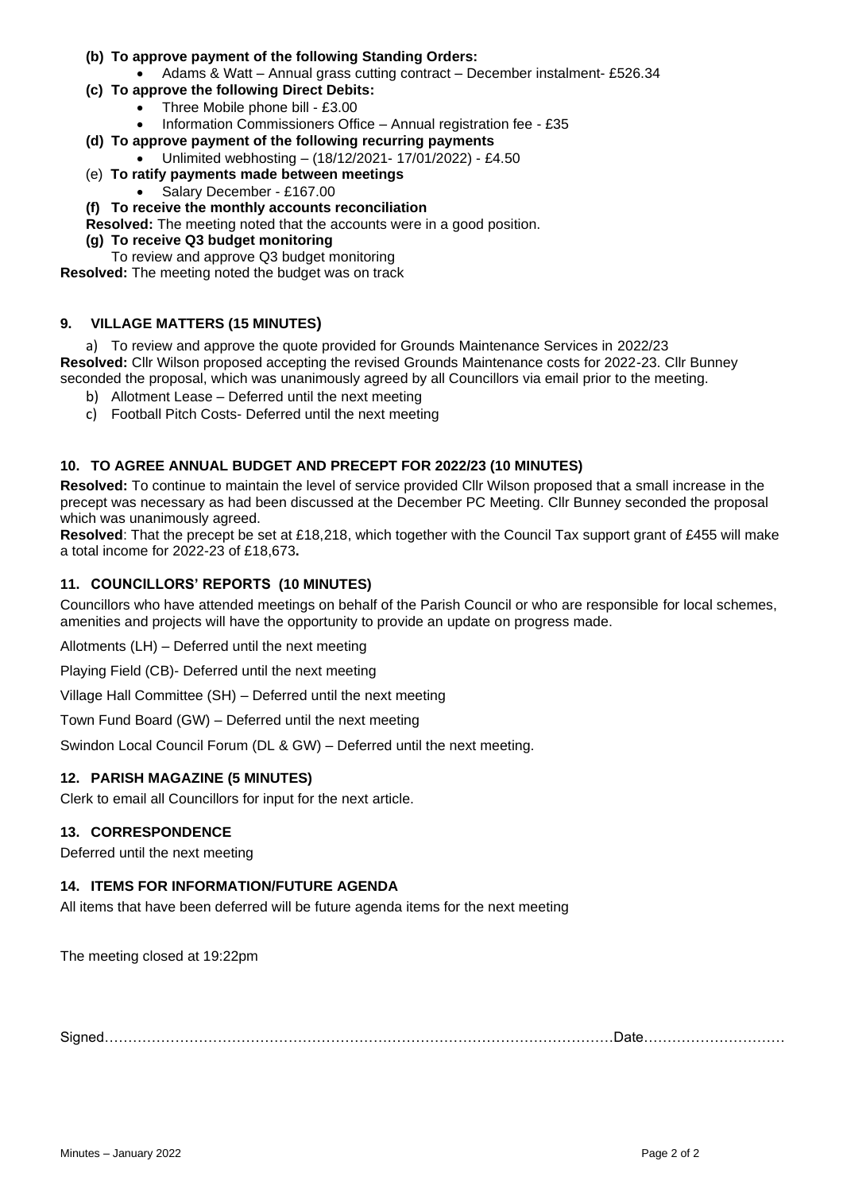**(b) To approve payment of the following Standing Orders:**

- Adams & Watt – Annual grass cutting contract – December instalment- £526.34

**(c) To approve the following Direct Debits:**

- Three Mobile phone bill - £3.00
- Information Commissioners Office – Annual registration fee - £35

**(d) To approve payment of the following recurring payments**

- Unlimited webhosting – (18/12/2021- 17/01/2022) - £4.50

(e) **To ratify payments made between meetings**

- Salary December - £167.00

**(f) To receive the monthly accounts reconciliation**

**Resolved:** The meeting noted that the accounts were in a good position.

**(g) To receive Q3 budget monitoring**

To review and approve Q3 budget monitoring

**Resolved:** The meeting noted the budget was on track

### 9. VILLAGE MATTERS (15 MINUTES)

a) To review and approve the quote provided for Grounds Maintenance Services in 2022/23

**Resolved:** Cllr Wilson proposed accepting the revised Grounds Maintenance costs for 2022-23. Cllr Bunney seconded the proposal, which was unanimously agreed by all Councillors via email prior to the meeting.

b) Allotment Lease – Deferred until the next meeting

c) Football Pitch Costs- Deferred until the next meeting

### 10. TO AGREE ANNUAL BUDGET AND PRECEPT FOR 2022/23 (10 MINUTES)

**Resolved:** To continue to maintain the level of service provided Cllr Wilson proposed that a small increase in the precept was necessary as had been discussed at the December PC Meeting. Cllr Bunney seconded the proposal which was unanimously agreed.

**Resolved**: That the precept be set at £18,218, which together with the Council Tax support grant of £455 will make a total income for 2022-23 of £18,673**.**

### 11. COUNCILLORS' REPORTS (10 MINUTES)

Councillors who have attended meetings on behalf of the Parish Council or who are responsible for local schemes, amenities and projects will have the opportunity to provide an update on progress made.

Allotments (LH) – Deferred until the next meeting

Playing Field (CB)- Deferred until the next meeting

Village Hall Committee (SH) – Deferred until the next meeting

Town Fund Board (GW) – Deferred until the next meeting

Swindon Local Council Forum (DL & GW) – Deferred until the next meeting.

### 12. PARISH MAGAZINE (5 MINUTES)

Clerk to email all Councillors for input for the next article.

### 13. CORRESPONDENCE

Deferred until the next meeting

### 14. ITEMS FOR INFORMATION/FUTURE AGENDA

All items that have been deferred will be future agenda items for the next meeting

The meeting closed at 19:22pm

Signed…………………………………………………………………………………………Date…………………………